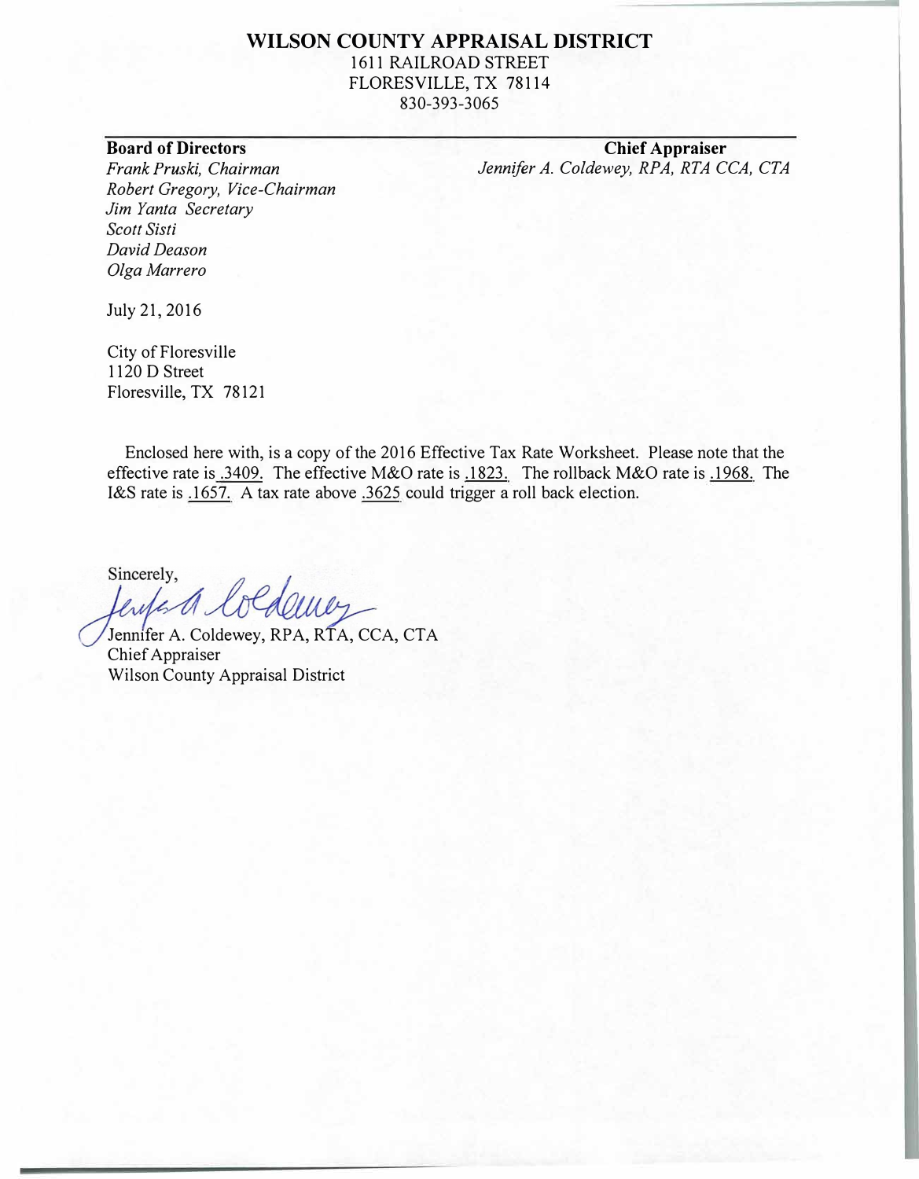# WILSON COUNTY APPRAISAL DISTRICT

1611 RAILROAD STREET
FLORESVILLE, TX 78114
830-393-3065

**Board of Directors**
*Frank Pruski, Chairman*
*Robert Gregory, Vice-Chairman*
*Jim Yanta Secretary*
*Scott Sisti*
*David Deason*
*Olga Marrero*

**Chief Appraiser**
*Jennifer A. Coldewey, RPA, RTA CCA, CTA*

July 21, 2016

City of Floresville
1120 D Street
Floresville, TX 78121

Enclosed here with, is a copy of the 2016 Effective Tax Rate Worksheet. Please note that the effective rate is .3409. The effective M&O rate is .1823. The rollback M&O rate is .1968. The I&S rate is .1657. A tax rate above .3625 could trigger a roll back election.

Sincerely,

Jennifer A. Coldewey, RPA, RTA, CCA, CTA
Chief Appraiser
Wilson County Appraisal District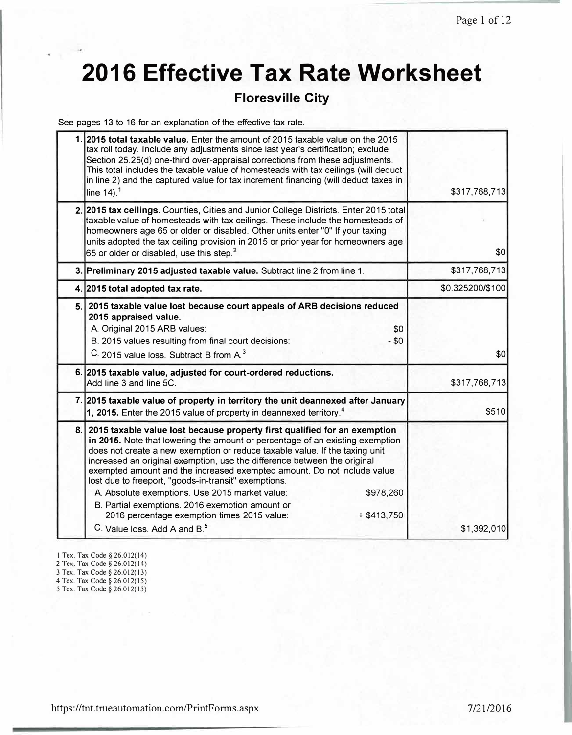# 2016 Effective Tax Rate Worksheet

## Floresville City

See pages 13 to 16 for an explanation of the effective tax rate.

| | | |
|---|---|---|
| 1. | **2015 total taxable value.** Enter the amount of 2015 taxable value on the 2015 tax roll today. Include any adjustments since last year's certification; exclude Section 25.25(d) one-third over-appraisal corrections from these adjustments. This total includes the taxable value of homesteads with tax ceilings (will deduct in line 2) and the captured value for tax increment financing (will deduct taxes in line 14).[1] | $317,768,713 |
| 2. | **2015 tax ceilings.** Counties, Cities and Junior College Districts. Enter 2015 total taxable value of homesteads with tax ceilings. These include the homesteads of homeowners age 65 or older or disabled. Other units enter "0" If your taxing units adopted the tax ceiling provision in 2015 or prior year for homeowners age 65 or older or disabled, use this step.[2] | $0 |
| 3. | **Preliminary 2015 adjusted taxable value.** Subtract line 2 from line 1. | $317,768,713 |
| 4. | **2015 total adopted tax rate.** | $0.325200/$100 |
| 5. | **2015 taxable value lost because court appeals of ARB decisions reduced 2015 appraised value.**<br>A. Original 2015 ARB values: $0<br>B. 2015 values resulting from final court decisions: - $0<br>C. 2015 value loss. Subtract B from A.[3] | $0 |
| 6. | **2015 taxable value, adjusted for court-ordered reductions.** Add line 3 and line 5C. | $317,768,713 |
| 7. | **2015 taxable value of property in territory the unit deannexed after January 1, 2015.** Enter the 2015 value of property in deannexed territory.[4] | $510 |
| 8. | **2015 taxable value lost because property first qualified for an exemption in 2015.** Note that lowering the amount or percentage of an existing exemption does not create a new exemption or reduce taxable value. If the taxing unit increased an original exemption, use the difference between the original exempted amount and the increased exempted amount. Do not include value lost due to freeport, "goods-in-transit" exemptions.<br>A. Absolute exemptions. Use 2015 market value: $978,260<br>B. Partial exemptions. 2016 exemption amount or 2016 percentage exemption times 2015 value: + $413,750<br>C. Value loss. Add A and B.[5] | $1,392,010 |

1 Tex. Tax Code § 26.012(14)
2 Tex. Tax Code § 26.012(14)
3 Tex. Tax Code § 26.012(13)
4 Tex. Tax Code § 26.012(15)
5 Tex. Tax Code § 26.012(15)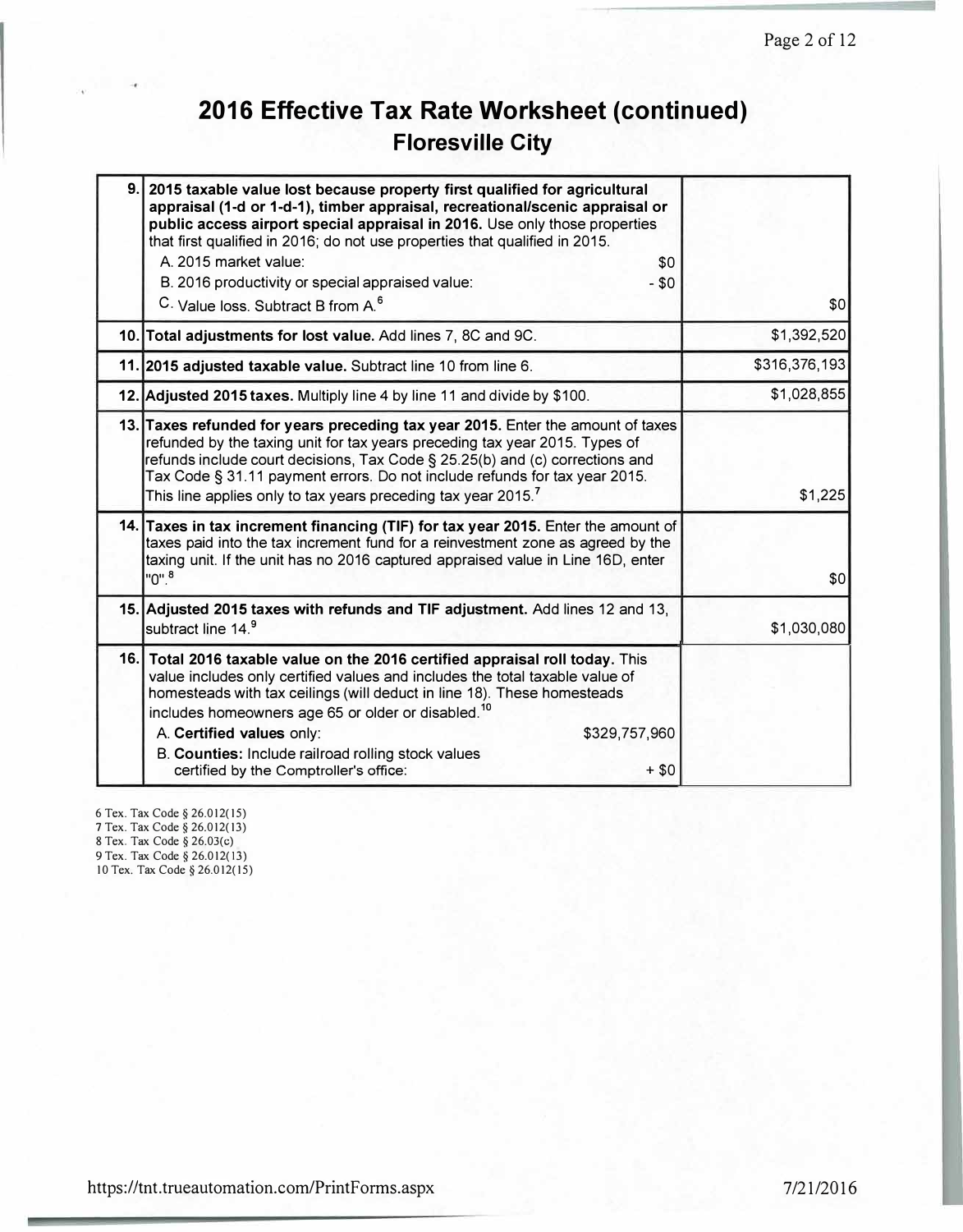# 2016 Effective Tax Rate Worksheet (continued)

## Floresville City

| | | |
|---|---|---|
| 9. | **2015 taxable value lost because property first qualified for agricultural appraisal (1-d or 1-d-1), timber appraisal, recreational/scenic appraisal or public access airport special appraisal in 2016.** Use only those properties that first qualified in 2016; do not use properties that qualified in 2015.<br>A. 2015 market value: $0<br>B. 2016 productivity or special appraised value: - $0<br>C. Value loss. Subtract B from A.[6] | $0 |
| 10. | **Total adjustments for lost value.** Add lines 7, 8C and 9C. | $1,392,520 |
| 11. | **2015 adjusted taxable value.** Subtract line 10 from line 6. | $316,376,193 |
| 12. | **Adjusted 2015 taxes.** Multiply line 4 by line 11 and divide by $100. | $1,028,855 |
| 13. | **Taxes refunded for years preceding tax year 2015.** Enter the amount of taxes refunded by the taxing unit for tax years preceding tax year 2015. Types of refunds include court decisions, Tax Code § 25.25(b) and (c) corrections and Tax Code § 31.11 payment errors. Do not include refunds for tax year 2015. This line applies only to tax years preceding tax year 2015.[7] | $1,225 |
| 14. | **Taxes in tax increment financing (TIF) for tax year 2015.** Enter the amount of taxes paid into the tax increment fund for a reinvestment zone as agreed by the taxing unit. If the unit has no 2016 captured appraised value in Line 16D, enter "0".[8] | $0 |
| 15. | **Adjusted 2015 taxes with refunds and TIF adjustment.** Add lines 12 and 13, subtract line 14.[9] | $1,030,080 |
| 16. | **Total 2016 taxable value on the 2016 certified appraisal roll today.** This value includes only certified values and includes the total taxable value of homesteads with tax ceilings (will deduct in line 18). These homesteads includes homeowners age 65 or older or disabled.[10]<br>A. **Certified values** only: $329,757,960<br>B. **Counties:** Include railroad rolling stock values certified by the Comptroller's office: + $0 | |

6 Tex. Tax Code § 26.012(15)
7 Tex. Tax Code § 26.012(13)
8 Tex. Tax Code § 26.03(c)
9 Tex. Tax Code § 26.012(13)
10 Tex. Tax Code § 26.012(15)

https://tnt.trueautomation.com/PrintForms.aspx 7/21/2016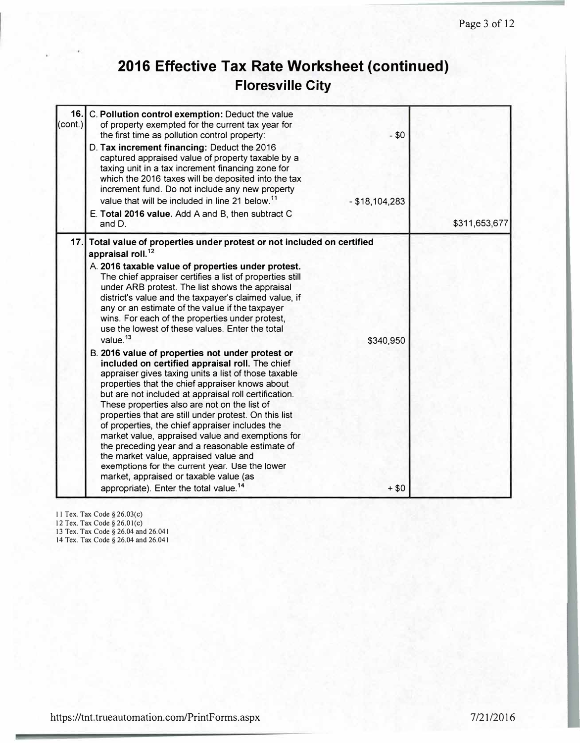# 2016 Effective Tax Rate Worksheet (continued)

## Floresville City

| Line | Description | Amount | Total |
|---|---|---|---|
| 16. (cont.) | C. **Pollution control exemption:** Deduct the value of property exempted for the current tax year for the first time as pollution control property: | - $0 | |
| | D. **Tax increment financing:** Deduct the 2016 captured appraised value of property taxable by a taxing unit in a tax increment financing zone for which the 2016 taxes will be deposited into the tax increment fund. Do not include any new property value that will be included in line 21 below.[11] | - $18,104,283 | |
| | E. **Total 2016 value.** Add A and B, then subtract C and D. | | $311,653,677 |
| 17. | **Total value of properties under protest or not included on certified appraisal roll.**[12] | | |
| | A. **2016 taxable value of properties under protest.** The chief appraiser certifies a list of properties still under ARB protest. The list shows the appraisal district's value and the taxpayer's claimed value, if any or an estimate of the value if the taxpayer wins. For each of the properties under protest, use the lowest of these values. Enter the total value.[13] | $340,950 | |
| | B. **2016 value of properties not under protest or included on certified appraisal roll.** The chief appraiser gives taxing units a list of those taxable properties that the chief appraiser knows about but are not included at appraisal roll certification. These properties also are not on the list of properties that are still under protest. On this list of properties, the chief appraiser includes the market value, appraised value and exemptions for the preceding year and a reasonable estimate of the market value, appraised value and exemptions for the current year. Use the lower market, appraised or taxable value (as appropriate). Enter the total value.[14] | + $0 | |

11 Tex. Tax Code § 26.03(c)
12 Tex. Tax Code § 26.01(c)
13 Tex. Tax Code § 26.04 and 26.041
14 Tex. Tax Code § 26.04 and 26.041

https://tnt.trueautomation.com/PrintForms.aspx 7/21/2016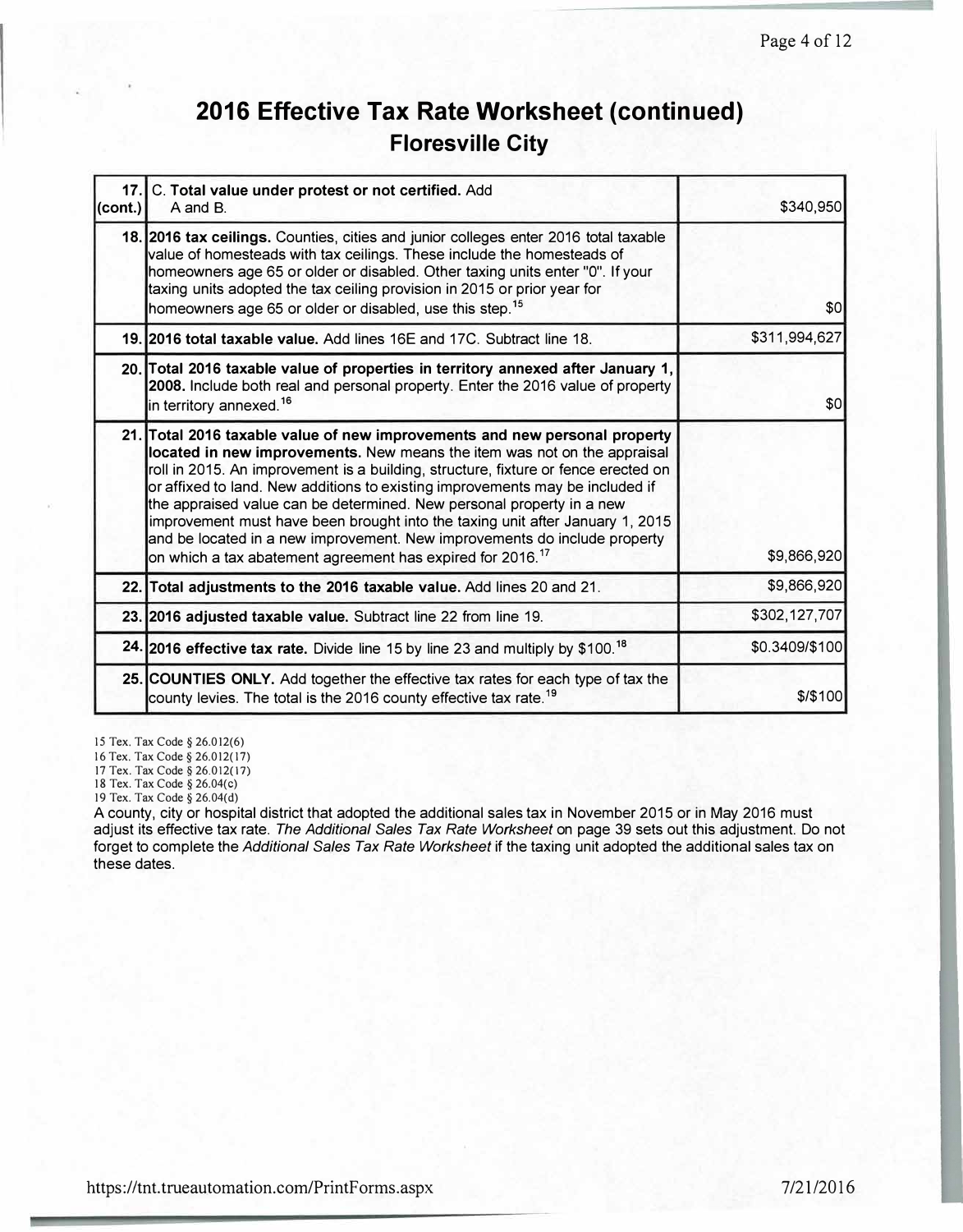# 2016 Effective Tax Rate Worksheet (continued)

## Floresville City

| | | |
|---|---|---|
| **17. (cont.)** | C. **Total value under protest or not certified.** Add A and B. | $340,950 |
| **18.** | **2016 tax ceilings.** Counties, cities and junior colleges enter 2016 total taxable value of homesteads with tax ceilings. These include the homesteads of homeowners age 65 or older or disabled. Other taxing units enter "0". If your taxing units adopted the tax ceiling provision in 2015 or prior year for homeowners age 65 or older or disabled, use this step.[15] | $0 |
| **19.** | **2016 total taxable value.** Add lines 16E and 17C. Subtract line 18. | $311,994,627 |
| **20.** | **Total 2016 taxable value of properties in territory annexed after January 1, 2008.** Include both real and personal property. Enter the 2016 value of property in territory annexed.[16] | $0 |
| **21.** | **Total 2016 taxable value of new improvements and new personal property located in new improvements.** New means the item was not on the appraisal roll in 2015. An improvement is a building, structure, fixture or fence erected on or affixed to land. New additions to existing improvements may be included if the appraised value can be determined. New personal property in a new improvement must have been brought into the taxing unit after January 1, 2015 and be located in a new improvement. New improvements do include property on which a tax abatement agreement has expired for 2016.[17] | $9,866,920 |
| **22.** | **Total adjustments to the 2016 taxable value.** Add lines 20 and 21. | $9,866,920 |
| **23.** | **2016 adjusted taxable value.** Subtract line 22 from line 19. | $302,127,707 |
| **24.** | **2016 effective tax rate.** Divide line 15 by line 23 and multiply by $100.[18] | $0.3409/$100 |
| **25.** | **COUNTIES ONLY.** Add together the effective tax rates for each type of tax the county levies. The total is the 2016 county effective tax rate.[19] | $/$100 |

15 Tex. Tax Code § 26.012(6)
16 Tex. Tax Code § 26.012(17)
17 Tex. Tax Code § 26.012(17)
18 Tex. Tax Code § 26.04(c)
19 Tex. Tax Code § 26.04(d)

A county, city or hospital district that adopted the additional sales tax in November 2015 or in May 2016 must adjust its effective tax rate. *The Additional Sales Tax Rate Worksheet* on page 39 sets out this adjustment. Do not forget to complete the *Additional Sales Tax Rate Worksheet* if the taxing unit adopted the additional sales tax on these dates.

https://tnt.trueautomation.com/PrintForms.aspx 7/21/2016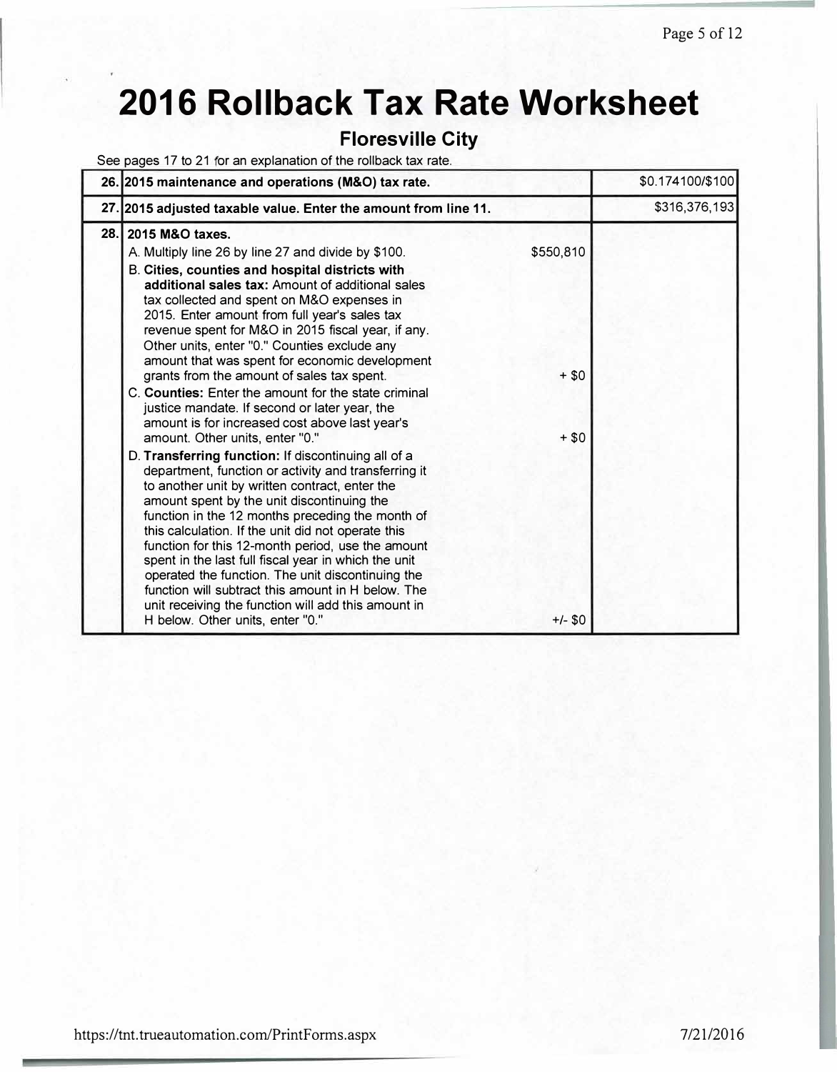# 2016 Rollback Tax Rate Worksheet

## Floresville City

See pages 17 to 21 for an explanation of the rollback tax rate.

| | | | |
|---|---|---|---|
| 26. | **2015 maintenance and operations (M&O) tax rate.** | | $0.174100/$100 |
| 27. | **2015 adjusted taxable value. Enter the amount from line 11.** | | $316,376,193 |
| 28. | **2015 M&O taxes.**<br>A. Multiply line 26 by line 27 and divide by $100. | $550,810 | |
| | B. **Cities, counties and hospital districts with additional sales tax:** Amount of additional sales tax collected and spent on M&O expenses in 2015. Enter amount from full year's sales tax revenue spent for M&O in 2015 fiscal year, if any. Other units, enter "0." Counties exclude any amount that was spent for economic development grants from the amount of sales tax spent. | + $0 | |
| | C. **Counties:** Enter the amount for the state criminal justice mandate. If second or later year, the amount is for increased cost above last year's amount. Other units, enter "0." | + $0 | |
| | D. **Transferring function:** If discontinuing all of a department, function or activity and transferring it to another unit by written contract, enter the amount spent by the unit discontinuing the function in the 12 months preceding the month of this calculation. If the unit did not operate this function for this 12-month period, use the amount spent in the last full fiscal year in which the unit operated the function. The unit discontinuing the function will subtract this amount in H below. The unit receiving the function will add this amount in H below. Other units, enter "0." | +/- $0 | |

https://tnt.trueautomation.com/PrintForms.aspx 7/21/2016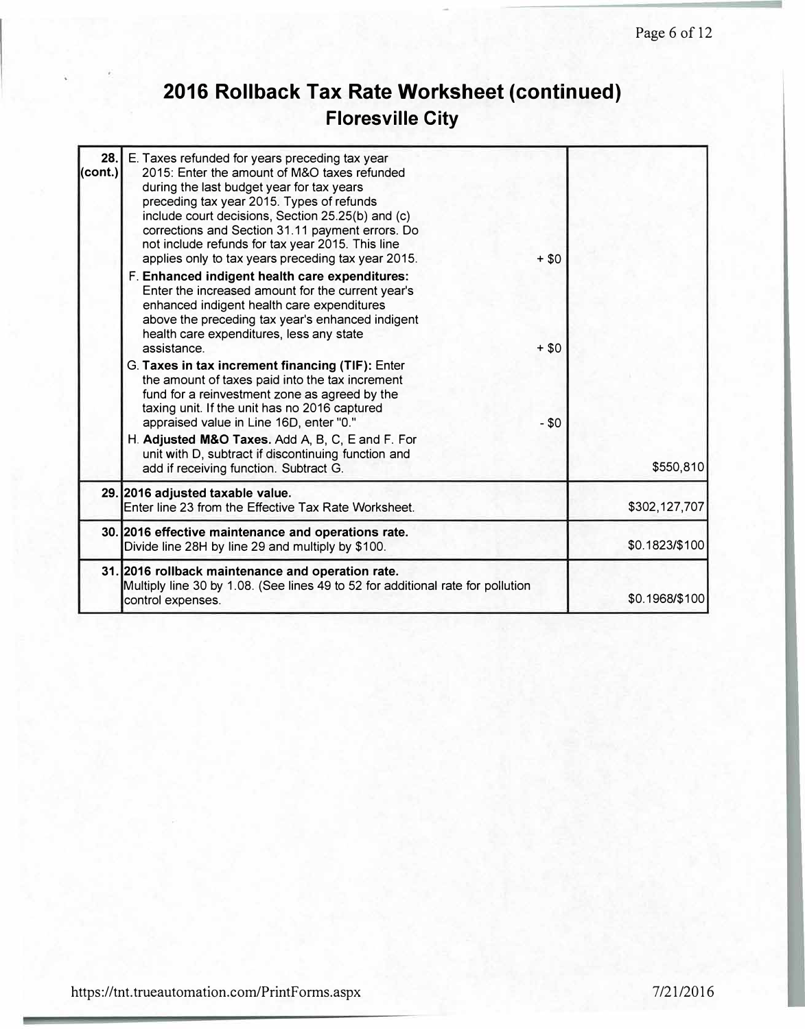# 2016 Rollback Tax Rate Worksheet (continued)
## Floresville City

| | | | |
|---|---|---|---|
| 28. (cont.) | E. Taxes refunded for years preceding tax year 2015: Enter the amount of M&O taxes refunded during the last budget year for tax years preceding tax year 2015. Types of refunds include court decisions, Section 25.25(b) and (c) corrections and Section 31.11 payment errors. Do not include refunds for tax year 2015. This line applies only to tax years preceding tax year 2015. | + $0 | |
| | F. **Enhanced indigent health care expenditures:** Enter the increased amount for the current year's enhanced indigent health care expenditures above the preceding tax year's enhanced indigent health care expenditures, less any state assistance. | + $0 | |
| | G. **Taxes in tax increment financing (TIF):** Enter the amount of taxes paid into the tax increment fund for a reinvestment zone as agreed by the taxing unit. If the unit has no 2016 captured appraised value in Line 16D, enter "0." | - $0 | |
| | H. **Adjusted M&O Taxes.** Add A, B, C, E and F. For unit with D, subtract if discontinuing function and add if receiving function. Subtract G. | | $550,810 |
| 29. | **2016 adjusted taxable value.** Enter line 23 from the Effective Tax Rate Worksheet. | | $302,127,707 |
| 30. | **2016 effective maintenance and operations rate.** Divide line 28H by line 29 and multiply by $100. | | $0.1823/$100 |
| 31. | **2016 rollback maintenance and operation rate.** Multiply line 30 by 1.08. (See lines 49 to 52 for additional rate for pollution control expenses. | | $0.1968/$100 |

https://tnt.trueautomation.com/PrintForms.aspx 7/21/2016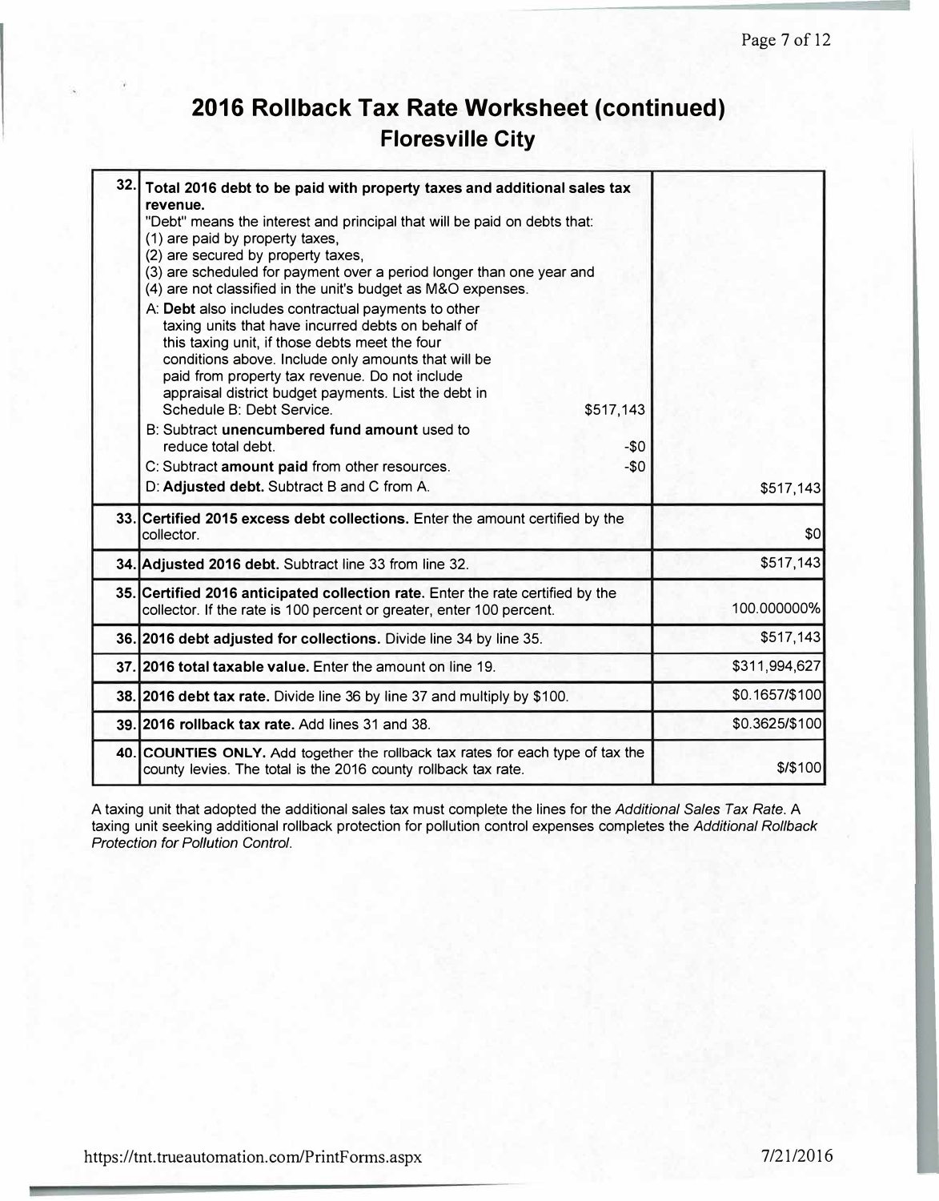# 2016 Rollback Tax Rate Worksheet (continued)

## Floresville City

| | | |
|---|---|---|
| 32. | **Total 2016 debt to be paid with property taxes and additional sales tax revenue.**<br>"Debt" means the interest and principal that will be paid on debts that:<br>(1) are paid by property taxes,<br>(2) are secured by property taxes,<br>(3) are scheduled for payment over a period longer than one year and<br>(4) are not classified in the unit's budget as M&O expenses.<br>A: **Debt** also includes contractual payments to other taxing units that have incurred debts on behalf of this taxing unit, if those debts meet the four conditions above. Include only amounts that will be paid from property tax revenue. Do not include appraisal district budget payments. List the debt in Schedule B: Debt Service. $517,143<br>B: Subtract **unencumbered fund amount** used to reduce total debt. -$0<br>C: Subtract **amount paid** from other resources. -$0<br>D: **Adjusted debt.** Subtract B and C from A. | $517,143 |
| 33. | **Certified 2015 excess debt collections.** Enter the amount certified by the collector. | $0 |
| 34. | **Adjusted 2016 debt.** Subtract line 33 from line 32. | $517,143 |
| 35. | **Certified 2016 anticipated collection rate.** Enter the rate certified by the collector. If the rate is 100 percent or greater, enter 100 percent. | 100.000000% |
| 36. | **2016 debt adjusted for collections.** Divide line 34 by line 35. | $517,143 |
| 37. | **2016 total taxable value.** Enter the amount on line 19. | $311,994,627 |
| 38. | **2016 debt tax rate.** Divide line 36 by line 37 and multiply by $100. | $0.1657/$100 |
| 39. | **2016 rollback tax rate.** Add lines 31 and 38. | $0.3625/$100 |
| 40. | **COUNTIES ONLY.** Add together the rollback tax rates for each type of tax the county levies. The total is the 2016 county rollback tax rate. | $/$100 |

A taxing unit that adopted the additional sales tax must complete the lines for the *Additional Sales Tax Rate*. A taxing unit seeking additional rollback protection for pollution control expenses completes the *Additional Rollback Protection for Pollution Control*.

https://tnt.trueautomation.com/PrintForms.aspx 7/21/2016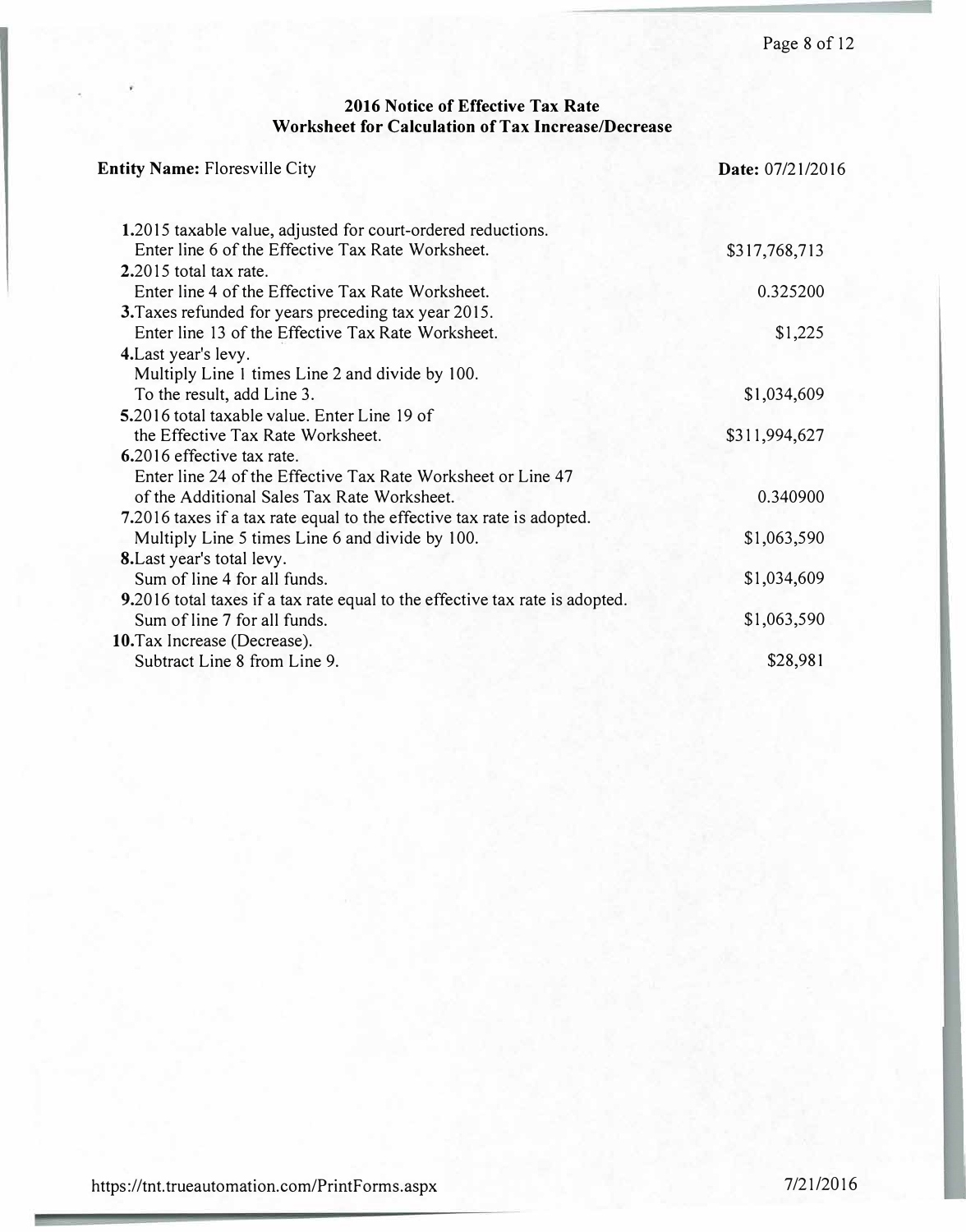## 2016 Notice of Effective Tax Rate
## Worksheet for Calculation of Tax Increase/Decrease

**Entity Name:** Floresville City **Date:** 07/21/2016

| | |
|---|---|
| **1.** 2015 taxable value, adjusted for court-ordered reductions. Enter line 6 of the Effective Tax Rate Worksheet. | $317,768,713 |
| **2.** 2015 total tax rate. Enter line 4 of the Effective Tax Rate Worksheet. | 0.325200 |
| **3.** Taxes refunded for years preceding tax year 2015. Enter line 13 of the Effective Tax Rate Worksheet. | $1,225 |
| **4.** Last year's levy. Multiply Line 1 times Line 2 and divide by 100. To the result, add Line 3. | $1,034,609 |
| **5.** 2016 total taxable value. Enter Line 19 of the Effective Tax Rate Worksheet. | $311,994,627 |
| **6.** 2016 effective tax rate. Enter line 24 of the Effective Tax Rate Worksheet or Line 47 of the Additional Sales Tax Rate Worksheet. | 0.340900 |
| **7.** 2016 taxes if a tax rate equal to the effective tax rate is adopted. Multiply Line 5 times Line 6 and divide by 100. | $1,063,590 |
| **8.** Last year's total levy. Sum of line 4 for all funds. | $1,034,609 |
| **9.** 2016 total taxes if a tax rate equal to the effective tax rate is adopted. Sum of line 7 for all funds. | $1,063,590 |
| **10.** Tax Increase (Decrease). Subtract Line 8 from Line 9. | $28,981 |

https://tnt.trueautomation.com/PrintForms.aspx 7/21/2016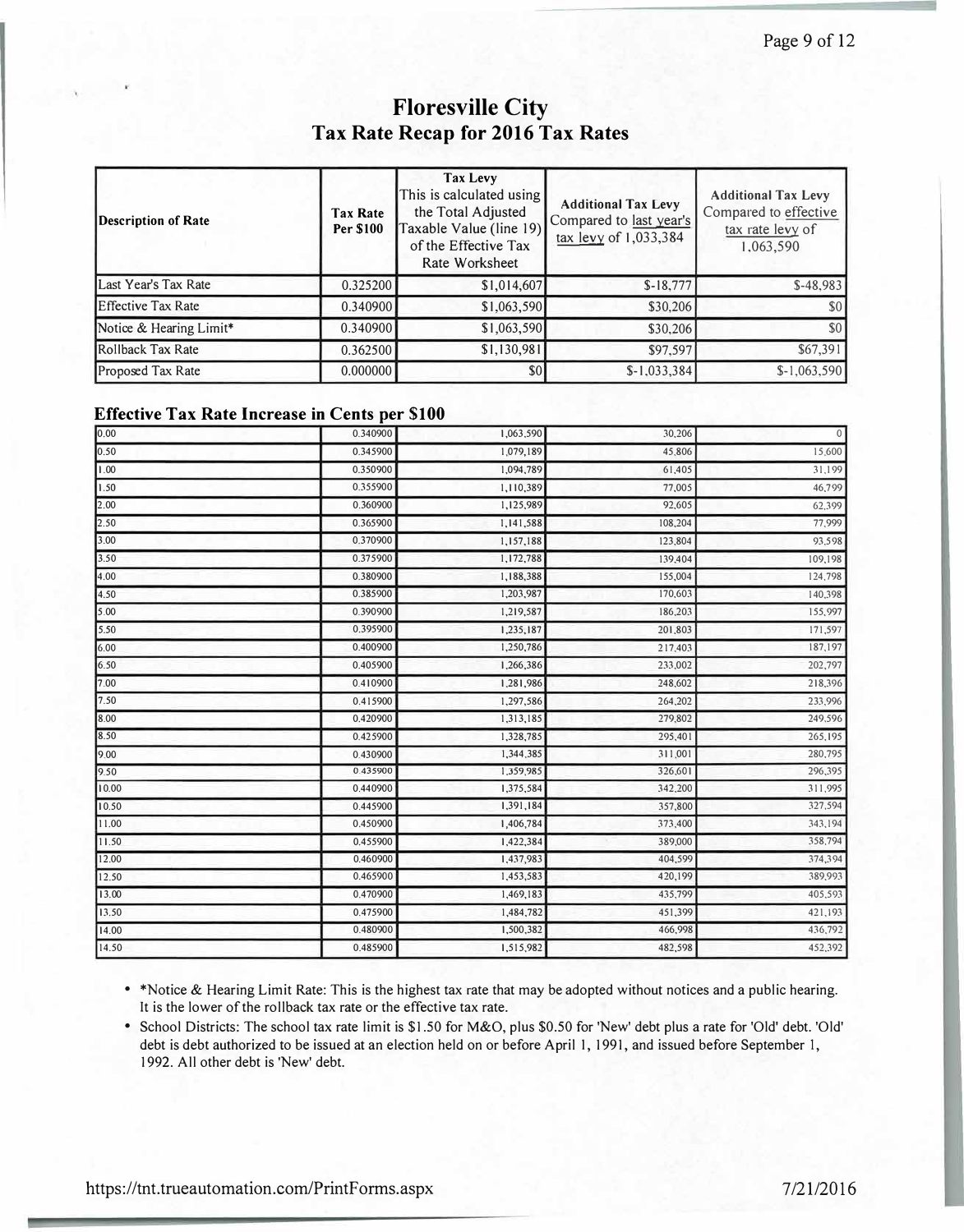# Floresville City
## Tax Rate Recap for 2016 Tax Rates

| Description of Rate | Tax Rate Per $100 | Tax Levy This is calculated using the Total Adjusted Taxable Value (line 19) of the Effective Tax Rate Worksheet | Additional Tax Levy Compared to last year's tax levy of 1,033,384 | Additional Tax Levy Compared to effective tax rate levy of 1,063,590 |
|---|---|---|---|---|
| Last Year's Tax Rate | 0.325200 | $1,014,607 | $-18,777 | $-48,983 |
| Effective Tax Rate | 0.340900 | $1,063,590 | $30,206 | $0 |
| Notice & Hearing Limit* | 0.340900 | $1,063,590 | $30,206 | $0 |
| Rollback Tax Rate | 0.362500 | $1,130,981 | $97,597 | $67,391 |
| Proposed Tax Rate | 0.000000 | $0 | $-1,033,384 | $-1,063,590 |

### Effective Tax Rate Increase in Cents per $100

| | | | | |
|---|---|---|---|---|
| 0.00 | 0.340900 | 1,063,590 | 30,206 | 0 |
| 0.50 | 0.345900 | 1,079,189 | 45,806 | 15,600 |
| 1.00 | 0.350900 | 1,094,789 | 61,405 | 31,199 |
| 1.50 | 0.355900 | 1,110,389 | 77,005 | 46,799 |
| 2.00 | 0.360900 | 1,125,989 | 92,605 | 62,399 |
| 2.50 | 0.365900 | 1,141,588 | 108,204 | 77,999 |
| 3.00 | 0.370900 | 1,157,188 | 123,804 | 93,598 |
| 3.50 | 0.375900 | 1,172,788 | 139,404 | 109,198 |
| 4.00 | 0.380900 | 1,188,388 | 155,004 | 124,798 |
| 4.50 | 0.385900 | 1,203,987 | 170,603 | 140,398 |
| 5.00 | 0.390900 | 1,219,587 | 186,203 | 155,997 |
| 5.50 | 0.395900 | 1,235,187 | 201,803 | 171,597 |
| 6.00 | 0.400900 | 1,250,786 | 217,403 | 187,197 |
| 6.50 | 0.405900 | 1,266,386 | 233,002 | 202,797 |
| 7.00 | 0.410900 | 1,281,986 | 248,602 | 218,396 |
| 7.50 | 0.415900 | 1,297,586 | 264,202 | 233,996 |
| 8.00 | 0.420900 | 1,313,185 | 279,802 | 249,596 |
| 8.50 | 0.425900 | 1,328,785 | 295,401 | 265,195 |
| 9.00 | 0.430900 | 1,344,385 | 311,001 | 280,795 |
| 9.50 | 0.435900 | 1,359,985 | 326,601 | 296,395 |
| 10.00 | 0.440900 | 1,375,584 | 342,200 | 311,995 |
| 10.50 | 0.445900 | 1,391,184 | 357,800 | 327,594 |
| 11.00 | 0.450900 | 1,406,784 | 373,400 | 343,194 |
| 11.50 | 0.455900 | 1,422,384 | 389,000 | 358,794 |
| 12.00 | 0.460900 | 1,437,983 | 404,599 | 374,394 |
| 12.50 | 0.465900 | 1,453,583 | 420,199 | 389,993 |
| 13.00 | 0.470900 | 1,469,183 | 435,799 | 405,593 |
| 13.50 | 0.475900 | 1,484,782 | 451,399 | 421,193 |
| 14.00 | 0.480900 | 1,500,382 | 466,998 | 436,792 |
| 14.50 | 0.485900 | 1,515,982 | 482,598 | 452,392 |

- *Notice & Hearing Limit Rate: This is the highest tax rate that may be adopted without notices and a public hearing. It is the lower of the rollback tax rate or the effective tax rate.
- School Districts: The school tax rate limit is $1.50 for M&O, plus $0.50 for 'New' debt plus a rate for 'Old' debt. 'Old' debt is debt authorized to be issued at an election held on or before April 1, 1991, and issued before September 1, 1992. All other debt is 'New' debt.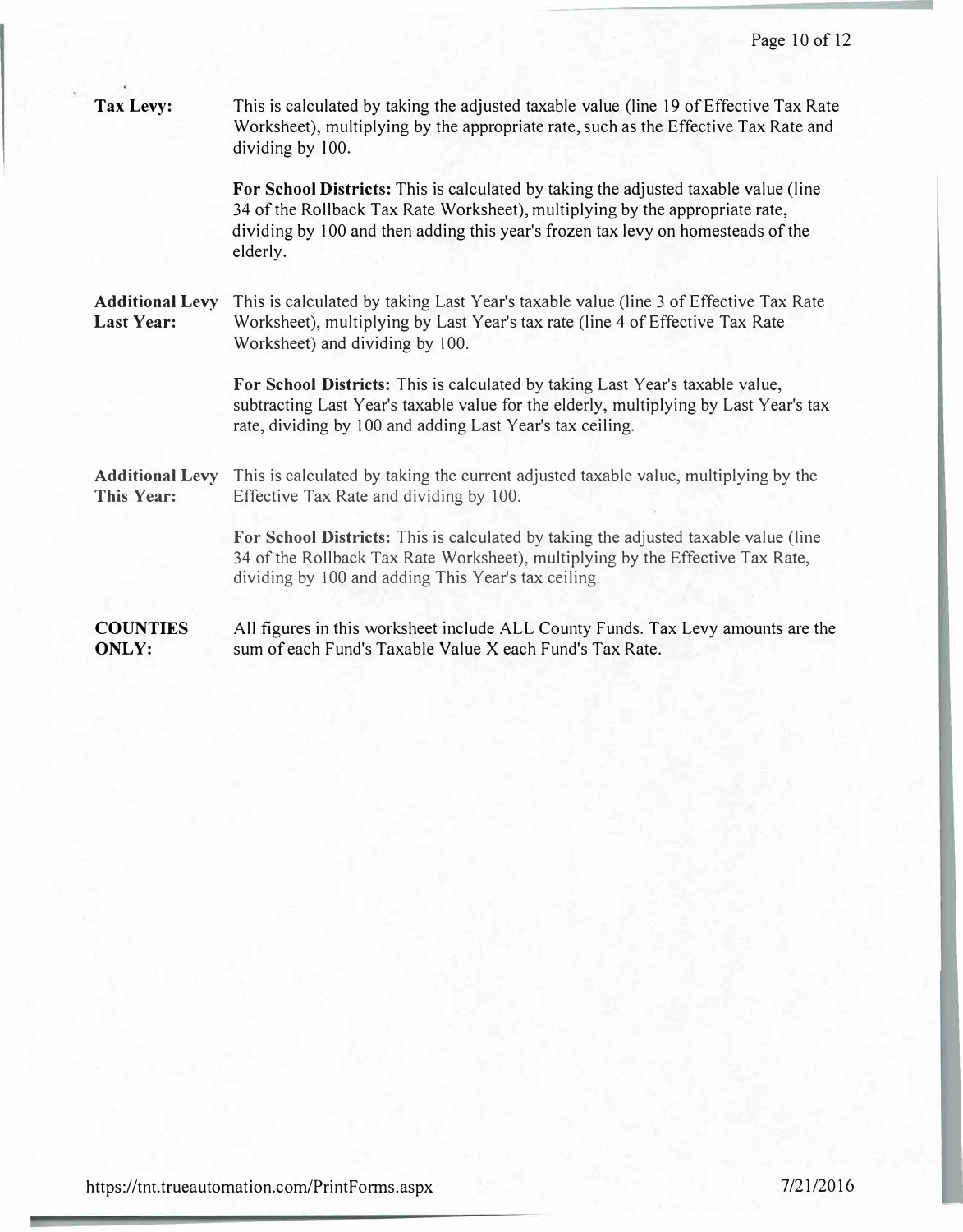**Tax Levy:** This is calculated by taking the adjusted taxable value (line 19 of Effective Tax Rate Worksheet), multiplying by the appropriate rate, such as the Effective Tax Rate and dividing by 100.

**For School Districts:** This is calculated by taking the adjusted taxable value (line 34 of the Rollback Tax Rate Worksheet), multiplying by the appropriate rate, dividing by 100 and then adding this year's frozen tax levy on homesteads of the elderly.

**Additional Levy Last Year:** This is calculated by taking Last Year's taxable value (line 3 of Effective Tax Rate Worksheet), multiplying by Last Year's tax rate (line 4 of Effective Tax Rate Worksheet) and dividing by 100.

**For School Districts:** This is calculated by taking Last Year's taxable value, subtracting Last Year's taxable value for the elderly, multiplying by Last Year's tax rate, dividing by 100 and adding Last Year's tax ceiling.

**Additional Levy This Year:** This is calculated by taking the current adjusted taxable value, multiplying by the Effective Tax Rate and dividing by 100.

**For School Districts:** This is calculated by taking the adjusted taxable value (line 34 of the Rollback Tax Rate Worksheet), multiplying by the Effective Tax Rate, dividing by 100 and adding This Year's tax ceiling.

**COUNTIES ONLY:** All figures in this worksheet include ALL County Funds. Tax Levy amounts are the sum of each Fund's Taxable Value X each Fund's Tax Rate.

https://tnt.trueautomation.com/PrintForms.aspx 7/21/2016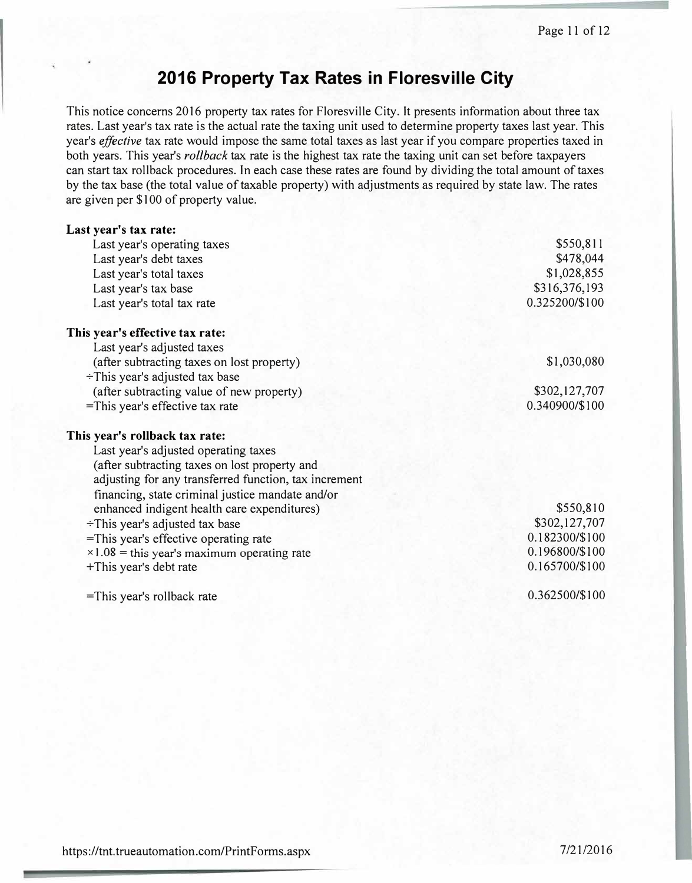# 2016 Property Tax Rates in Floresville City

This notice concerns 2016 property tax rates for Floresville City. It presents information about three tax rates. Last year's tax rate is the actual rate the taxing unit used to determine property taxes last year. This year's *effective* tax rate would impose the same total taxes as last year if you compare properties taxed in both years. This year's *rollback* tax rate is the highest tax rate the taxing unit can set before taxpayers can start tax rollback procedures. In each case these rates are found by dividing the total amount of taxes by the tax base (the total value of taxable property) with adjustments as required by state law. The rates are given per $100 of property value.

**Last year's tax rate:**

| | |
|---|---|
| Last year's operating taxes | $550,811 |
| Last year's debt taxes | $478,044 |
| Last year's total taxes | $1,028,855 |
| Last year's tax base | $316,376,193 |
| Last year's total tax rate | 0.325200/$100 |

**This year's effective tax rate:**

| | |
|---|---|
| Last year's adjusted taxes (after subtracting taxes on lost property) | $1,030,080 |
| ÷This year's adjusted tax base (after subtracting value of new property) | $302,127,707 |
| =This year's effective tax rate | 0.340900/$100 |

**This year's rollback tax rate:**

| | |
|---|---|
| Last year's adjusted operating taxes (after subtracting taxes on lost property and adjusting for any transferred function, tax increment financing, state criminal justice mandate and/or enhanced indigent health care expenditures) | $550,810 |
| ÷This year's adjusted tax base | $302,127,707 |
| =This year's effective operating rate | 0.182300/$100 |
| ×1.08 = this year's maximum operating rate | 0.196800/$100 |
| +This year's debt rate | 0.165700/$100 |
| =This year's rollback rate | 0.362500/$100 |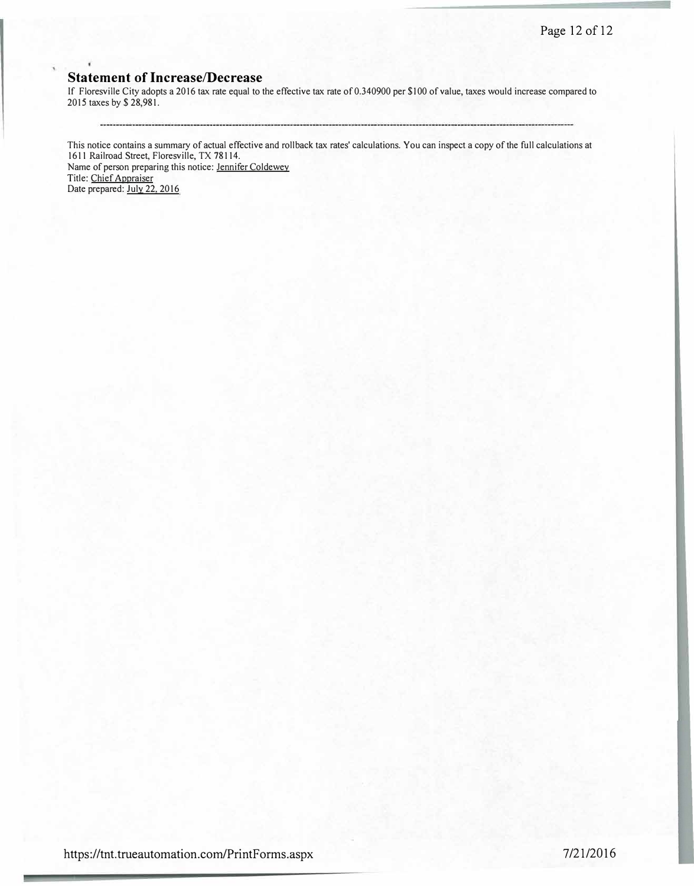## Statement of Increase/Decrease

If Floresville City adopts a 2016 tax rate equal to the effective tax rate of 0.340900 per $100 of value, taxes would increase compared to 2015 taxes by $ 28,981.

---

This notice contains a summary of actual effective and rollback tax rates' calculations. You can inspect a copy of the full calculations at 1611 Railroad Street, Floresville, TX 78114.
Name of person preparing this notice: Jennifer Coldewey
Title: Chief Appraiser
Date prepared: July 22, 2016